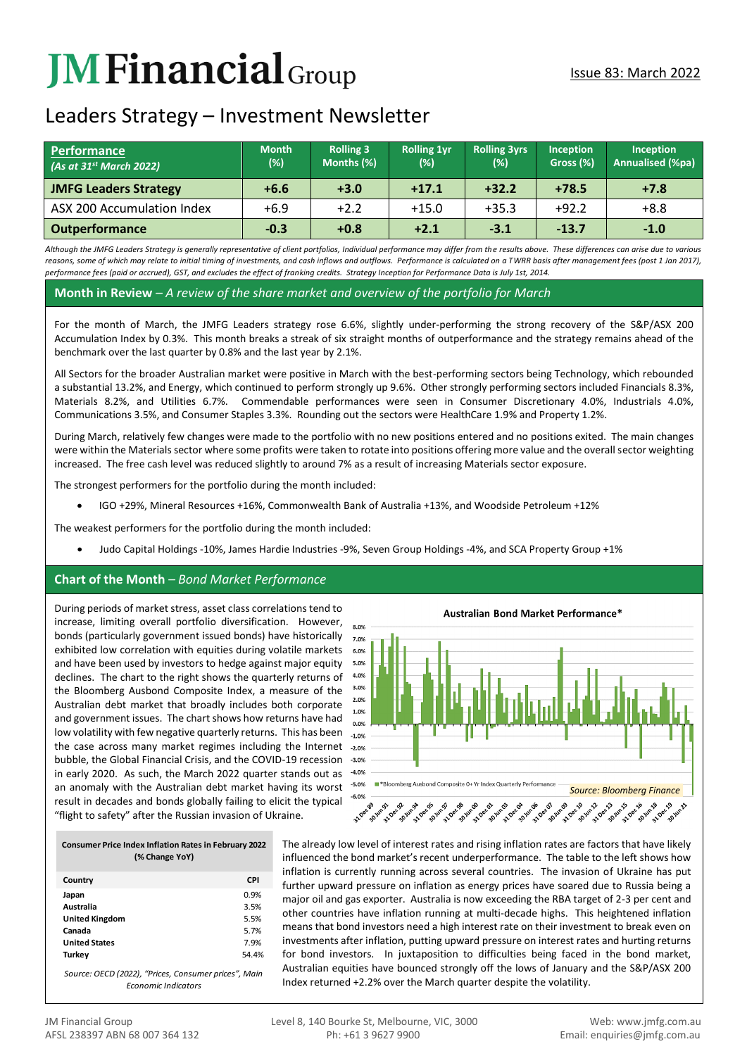# JM Financial Group

Issue 83: March 2022

## Leaders Strategy – Investment Newsletter

| **Performance** *(As at 31st March 2022)* | Month (%) | Rolling 3 Months (%) | Rolling 1yr (%) | Rolling 3yrs (%) | Inception Gross (%) | Inception Annualised (%pa) |
|---|---|---|---|---|---|---|
| **JMFG Leaders Strategy** | **+6.6** | **+3.0** | **+17.1** | **+32.2** | **+78.5** | **+7.8** |
| ASX 200 Accumulation Index | +6.9 | +2.2 | +15.0 | +35.3 | +92.2 | +8.8 |
| **Outperformance** | **-0.3** | **+0.8** | **+2.1** | **-3.1** | **-13.7** | **-1.0** |

*Although the JMFG Leaders Strategy is generally representative of client portfolios, Individual performance may differ from the results above. These differences can arise due to various reasons, some of which may relate to initial timing of investments, and cash inflows and outflows. Performance is calculated on a TWRR basis after management fees (post 1 Jan 2017), performance fees (paid or accrued), GST, and excludes the effect of franking credits. Strategy Inception for Performance Data is July 1st, 2014.*

### Month in Review – *A review of the share market and overview of the portfolio for March*

For the month of March, the JMFG Leaders strategy rose 6.6%, slightly under-performing the strong recovery of the S&P/ASX 200 Accumulation Index by 0.3%. This month breaks a streak of six straight months of outperformance and the strategy remains ahead of the benchmark over the last quarter by 0.8% and the last year by 2.1%.

All Sectors for the broader Australian market were positive in March with the best-performing sectors being Technology, which rebounded a substantial 13.2%, and Energy, which continued to perform strongly up 9.6%. Other strongly performing sectors included Financials 8.3%, Materials 8.2%, and Utilities 6.7%. Commendable performances were seen in Consumer Discretionary 4.0%, Industrials 4.0%, Communications 3.5%, and Consumer Staples 3.3%. Rounding out the sectors were HealthCare 1.9% and Property 1.2%.

During March, relatively few changes were made to the portfolio with no new positions entered and no positions exited. The main changes were within the Materials sector where some profits were taken to rotate into positions offering more value and the overall sector weighting increased. The free cash level was reduced slightly to around 7% as a result of increasing Materials sector exposure.

The strongest performers for the portfolio during the month included:

- IGO +29%, Mineral Resources +16%, Commonwealth Bank of Australia +13%, and Woodside Petroleum +12%

The weakest performers for the portfolio during the month included:

- Judo Capital Holdings -10%, James Hardie Industries -9%, Seven Group Holdings -4%, and SCA Property Group +1%

### Chart of the Month – *Bond Market Performance*

During periods of market stress, asset class correlations tend to increase, limiting overall portfolio diversification. However, bonds (particularly government issued bonds) have historically exhibited low correlation with equities during volatile markets and have been used by investors to hedge against major equity declines. The chart to the right shows the quarterly returns of the Bloomberg Ausbond Composite Index, a measure of the Australian debt market that broadly includes both corporate and government issues. The chart shows how returns have had low volatility with few negative quarterly returns. This has been the case across many market regimes including the Internet bubble, the Global Financial Crisis, and the COVID-19 recession in early 2020. As such, the March 2022 quarter stands out as an anomaly with the Australian debt market having its worst result in decades and bonds globally failing to elicit the typical "flight to safety" after the Russian invasion of Ukraine.

**Australian Bond Market Performance***

8.0%
7.0%
6.0%
5.0%
4.0%
3.0%
2.0%
1.0%
0.0%
-1.0%
-2.0%
-3.0%
-4.0%
-5.0%
-6.0%

*Bloomberg Ausbond Composite 0+ Yr Index Quarterly Performance

*Source: Bloomberg Finance*

31 Dec 89, 30 Jun 91, 31 Dec 92, 30 Jun 94, 31 Dec 95, 30 Jun 97, 31 Dec 98, 30 Jun 00, 31 Dec 01, 30 Jun 03, 31 Dec 04, 30 Jun 06, 31 Dec 07, 30 Jun 09, 31 Dec 10, 30 Jun 12, 31 Dec 13, 30 Jun 15, 31 Dec 16, 30 Jun 18, 31 Dec 19, 30 Jun 21

**Consumer Price Index Inflation Rates in February 2022 (% Change YoY)**

| Country | CPI |
|---|---|
| **Japan** | 0.9% |
| **Australia** | 3.5% |
| **United Kingdom** | 5.5% |
| **Canada** | 5.7% |
| **United States** | 7.9% |
| **Turkey** | 54.4% |

*Source: OECD (2022), "Prices, Consumer prices", Main Economic Indicators*

The already low level of interest rates and rising inflation rates are factors that have likely influenced the bond market's recent underperformance. The table to the left shows how inflation is currently running across several countries. The invasion of Ukraine has put further upward pressure on inflation as energy prices have soared due to Russia being a major oil and gas exporter. Australia is now exceeding the RBA target of 2-3 per cent and other countries have inflation running at multi-decade highs. This heightened inflation means that bond investors need a high interest rate on their investment to break even on investments after inflation, putting upward pressure on interest rates and hurting returns for bond investors. In juxtaposition to difficulties being faced in the bond market, Australian equities have bounced strongly off the lows of January and the S&P/ASX 200 Index returned +2.2% over the March quarter despite the volatility.

JM Financial Group
AFSL 238397 ABN 68 007 364 132

Level 8, 140 Bourke St, Melbourne, VIC, 3000
Ph: +61 3 9627 9900

Web: www.jmfg.com.au
Email: enquiries@jmfg.com.au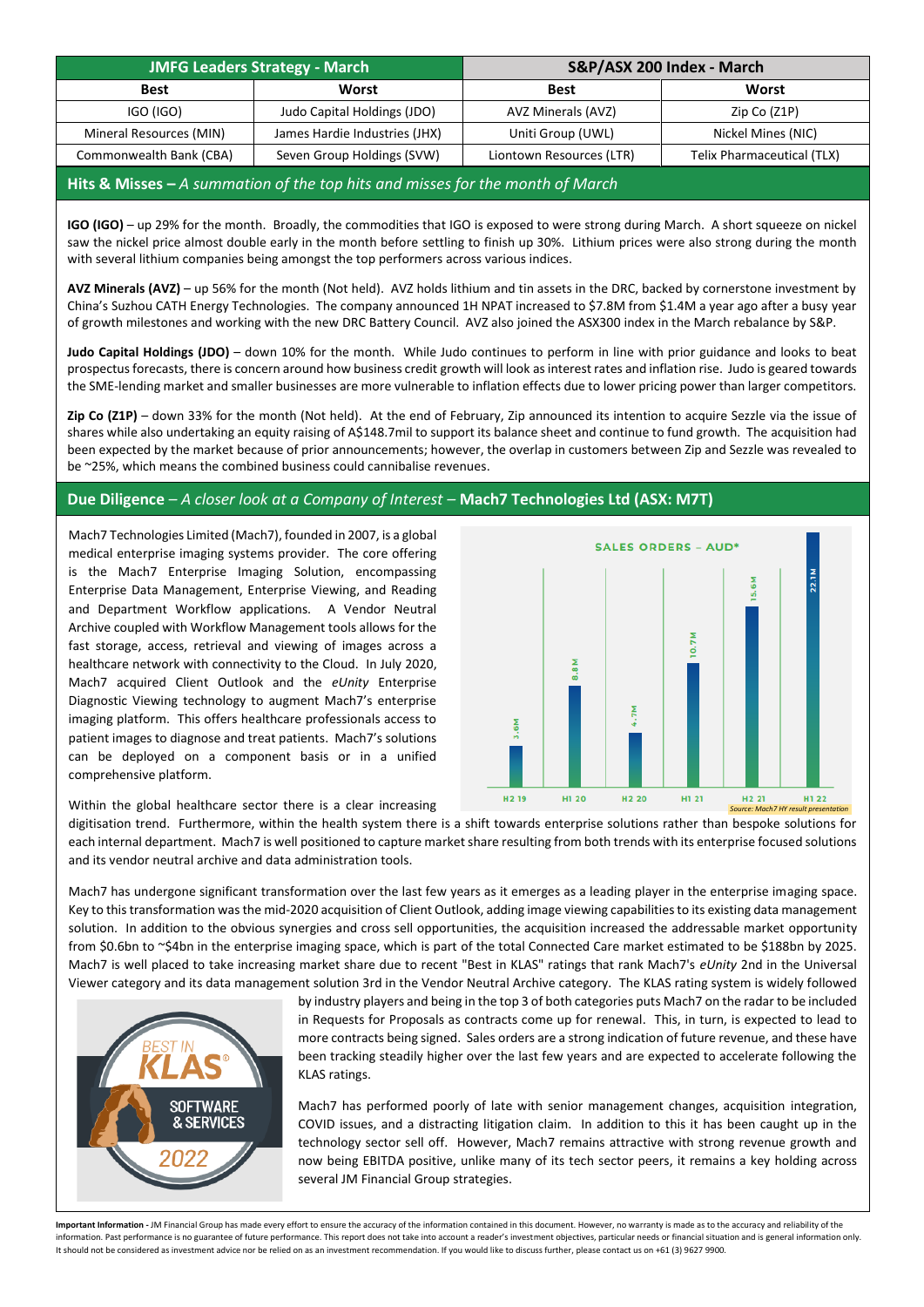| JMFG Leaders Strategy - March | | S&P/ASX 200 Index - March | |
|---|---|---|---|
| **Best** | **Worst** | **Best** | **Worst** |
| IGO (IGO) | Judo Capital Holdings (JDO) | AVZ Minerals (AVZ) | Zip Co (Z1P) |
| Mineral Resources (MIN) | James Hardie Industries (JHX) | Uniti Group (UWL) | Nickel Mines (NIC) |
| Commonwealth Bank (CBA) | Seven Group Holdings (SVW) | Liontown Resources (LTR) | Telix Pharmaceutical (TLX) |

## Hits & Misses – *A summation of the top hits and misses for the month of March*

**IGO (IGO)** – up 29% for the month. Broadly, the commodities that IGO is exposed to were strong during March. A short squeeze on nickel saw the nickel price almost double early in the month before settling to finish up 30%. Lithium prices were also strong during the month with several lithium companies being amongst the top performers across various indices.

**AVZ Minerals (AVZ)** – up 56% for the month (Not held). AVZ holds lithium and tin assets in the DRC, backed by cornerstone investment by China's Suzhou CATH Energy Technologies. The company announced 1H NPAT increased to $7.8M from $1.4M a year ago after a busy year of growth milestones and working with the new DRC Battery Council. AVZ also joined the ASX300 index in the March rebalance by S&P.

**Judo Capital Holdings (JDO)** – down 10% for the month. While Judo continues to perform in line with prior guidance and looks to beat prospectus forecasts, there is concern around how business credit growth will look as interest rates and inflation rise. Judo is geared towards the SME-lending market and smaller businesses are more vulnerable to inflation effects due to lower pricing power than larger competitors.

**Zip Co (Z1P)** – down 33% for the month (Not held). At the end of February, Zip announced its intention to acquire Sezzle via the issue of shares while also undertaking an equity raising of A$148.7mil to support its balance sheet and continue to fund growth. The acquisition had been expected by the market because of prior announcements; however, the overlap in customers between Zip and Sezzle was revealed to be ~25%, which means the combined business could cannibalise revenues.

## Due Diligence – *A closer look at a Company of Interest* – Mach7 Technologies Ltd (ASX: M7T)

Mach7 Technologies Limited (Mach7), founded in 2007, is a global medical enterprise imaging systems provider. The core offering is the Mach7 Enterprise Imaging Solution, encompassing Enterprise Data Management, Enterprise Viewing, and Reading and Department Workflow applications. A Vendor Neutral Archive coupled with Workflow Management tools allows for the fast storage, access, retrieval and viewing of images across a healthcare network with connectivity to the Cloud. In July 2020, Mach7 acquired Client Outlook and the *eUnity* Enterprise Diagnostic Viewing technology to augment Mach7's enterprise imaging platform. This offers healthcare professionals access to patient images to diagnose and treat patients. Mach7's solutions can be deployed on a component basis or in a unified comprehensive platform.

SALES ORDERS – AUD*

3.6M
8.8M
4.7M
10.7M
15.6M
22.1M

H2 19
H1 20
H2 20
H1 21
H2 21
H1 22

Source: Mach7 HY result presentation

Within the global healthcare sector there is a clear increasing digitisation trend. Furthermore, within the health system there is a shift towards enterprise solutions rather than bespoke solutions for each internal department. Mach7 is well positioned to capture market share resulting from both trends with its enterprise focused solutions and its vendor neutral archive and data administration tools.

Mach7 has undergone significant transformation over the last few years as it emerges as a leading player in the enterprise imaging space. Key to this transformation was the mid-2020 acquisition of Client Outlook, adding image viewing capabilities to its existing data management solution. In addition to the obvious synergies and cross sell opportunities, the acquisition increased the addressable market opportunity from $0.6bn to ~$4bn in the enterprise imaging space, which is part of the total Connected Care market estimated to be $188bn by 2025. Mach7 is well placed to take increasing market share due to recent "Best in KLAS" ratings that rank Mach7's *eUnity* 2nd in the Universal Viewer category and its data management solution 3rd in the Vendor Neutral Archive category. The KLAS rating system is widely followed by industry players and being in the top 3 of both categories puts Mach7 on the radar to be included in Requests for Proposals as contracts come up for renewal. This, in turn, is expected to lead to more contracts being signed. Sales orders are a strong indication of future revenue, and these have been tracking steadily higher over the last few years and are expected to accelerate following the KLAS ratings.

BEST IN KLAS® SOFTWARE & SERVICES 2022

Mach7 has performed poorly of late with senior management changes, acquisition integration, COVID issues, and a distracting litigation claim. In addition to this it has been caught up in the technology sector sell off. However, Mach7 remains attractive with strong revenue growth and now being EBITDA positive, unlike many of its tech sector peers, it remains a key holding across several JM Financial Group strategies.

**Important Information -** JM Financial Group has made every effort to ensure the accuracy of the information contained in this document. However, no warranty is made as to the accuracy and reliability of the information. Past performance is no guarantee of future performance. This report does not take into account a reader's investment objectives, particular needs or financial situation and is general information only. It should not be considered as investment advice nor be relied on as an investment recommendation. If you would like to discuss further, please contact us on +61 (3) 9627 9900.